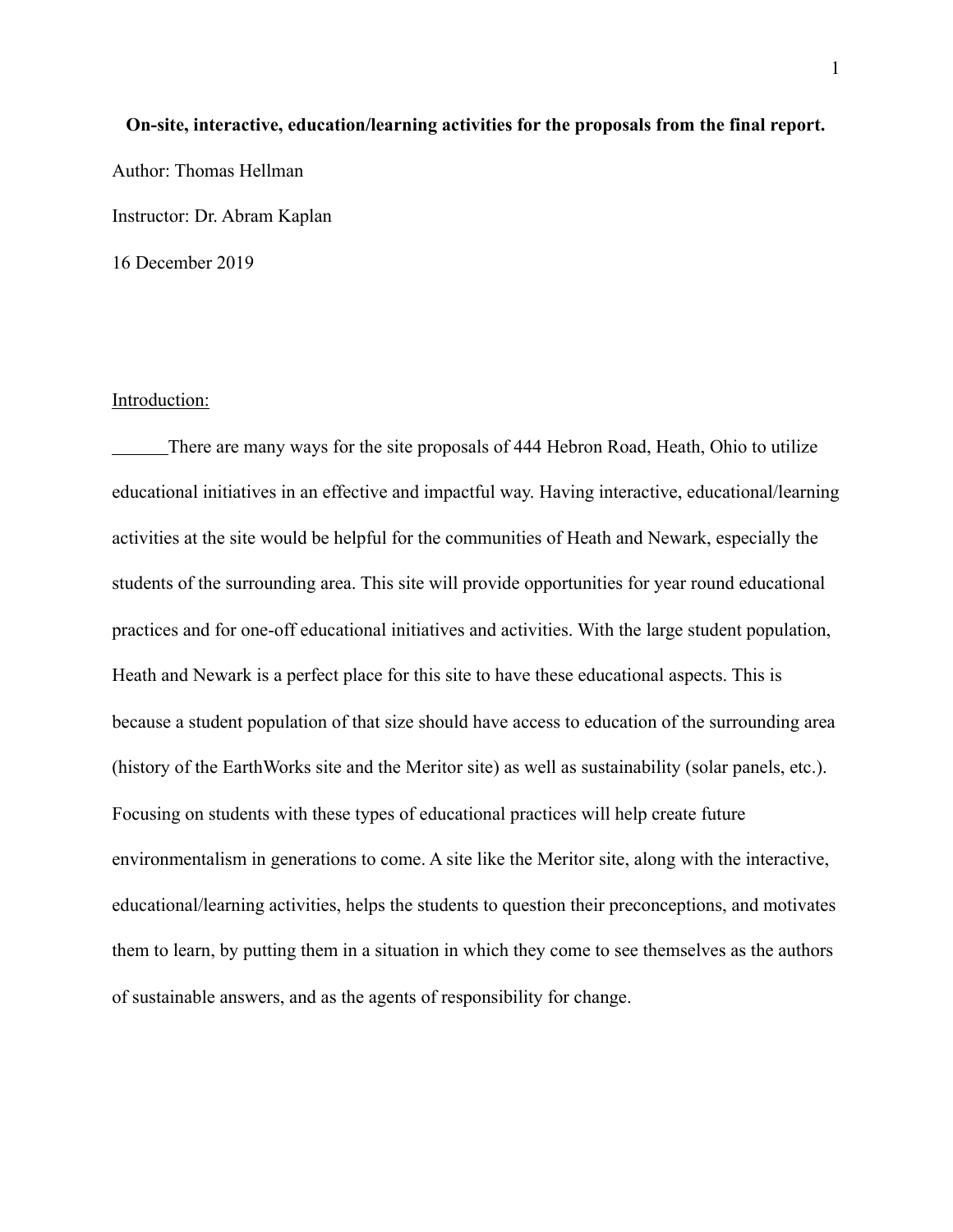**On-site, interactive, education/learning activities for the proposals from the final report.**

Author: Thomas Hellman

Instructor: Dr. Abram Kaplan

16 December 2019

Introduction:

There are many ways for the site proposals of 444 Hebron Road, Heath, Ohio to utilize educational initiatives in an effective and impactful way. Having interactive, educational/learning activities at the site would be helpful for the communities of Heath and Newark, especially the students of the surrounding area. This site will provide opportunities for year round educational practices and for one-off educational initiatives and activities. With the large student population, Heath and Newark is a perfect place for this site to have these educational aspects. This is because a student population of that size should have access to education of the surrounding area (history of the EarthWorks site and the Meritor site) as well as sustainability (solar panels, etc.). Focusing on students with these types of educational practices will help create future environmentalism in generations to come. A site like the Meritor site, along with the interactive, educational/learning activities, helps the students to question their preconceptions, and motivates them to learn, by putting them in a situation in which they come to see themselves as the authors of sustainable answers, and as the agents of responsibility for change.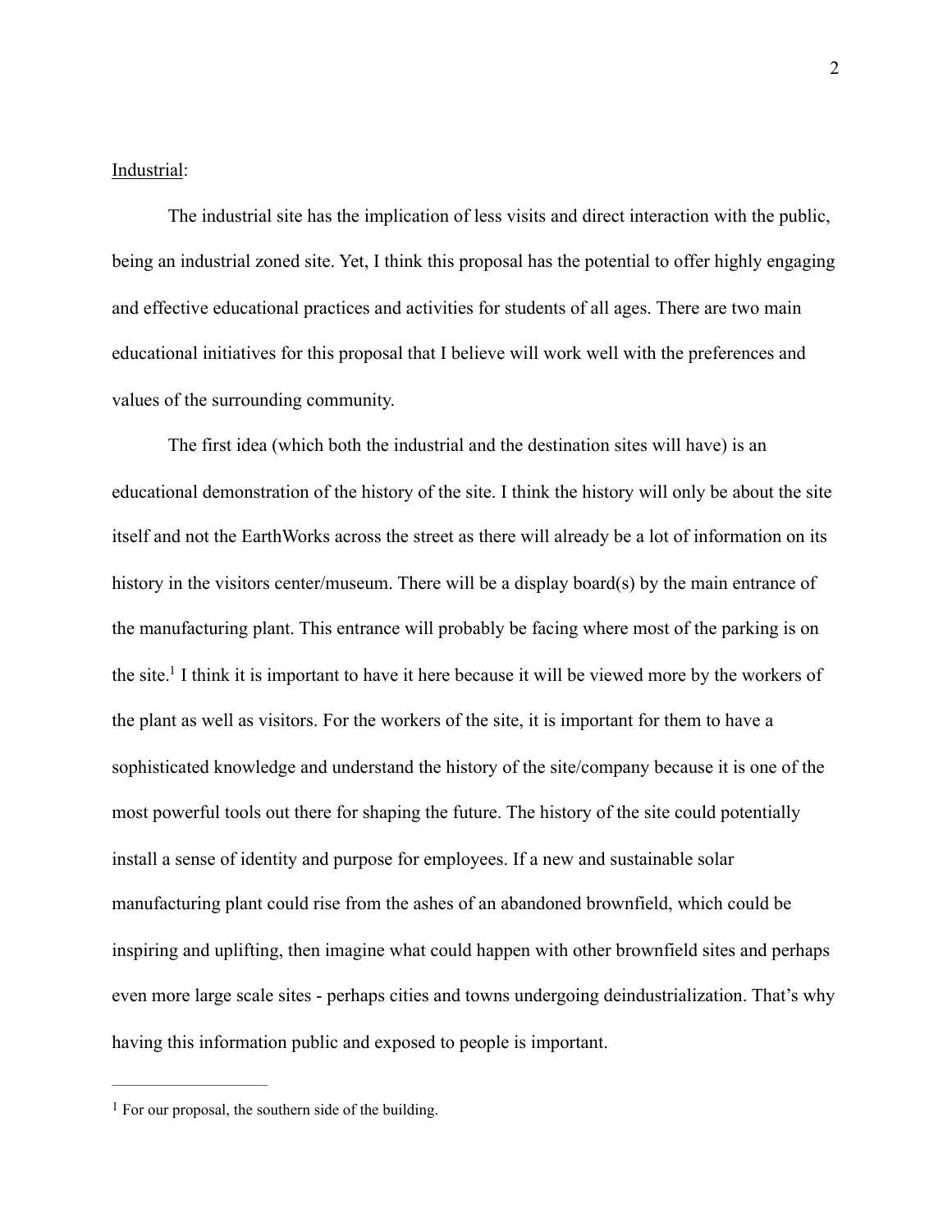Industrial:

The industrial site has the implication of less visits and direct interaction with the public, being an industrial zoned site. Yet, I think this proposal has the potential to offer highly engaging and effective educational practices and activities for students of all ages. There are two main educational initiatives for this proposal that I believe will work well with the preferences and values of the surrounding community.

The first idea (which both the industrial and the destination sites will have) is an educational demonstration of the history of the site. I think the history will only be about the site itself and not the EarthWorks across the street as there will already be a lot of information on its history in the visitors center/museum. There will be a display board(s) by the main entrance of the manufacturing plant. This entrance will probably be facing where most of the parking is on the site.[1] I think it is important to have it here because it will be viewed more by the workers of the plant as well as visitors. For the workers of the site, it is important for them to have a sophisticated knowledge and understand the history of the site/company because it is one of the most powerful tools out there for shaping the future. The history of the site could potentially install a sense of identity and purpose for employees. If a new and sustainable solar manufacturing plant could rise from the ashes of an abandoned brownfield, which could be inspiring and uplifting, then imagine what could happen with other brownfield sites and perhaps even more large scale sites - perhaps cities and towns undergoing deindustrialization. That's why having this information public and exposed to people is important.

---

[1] For our proposal, the southern side of the building.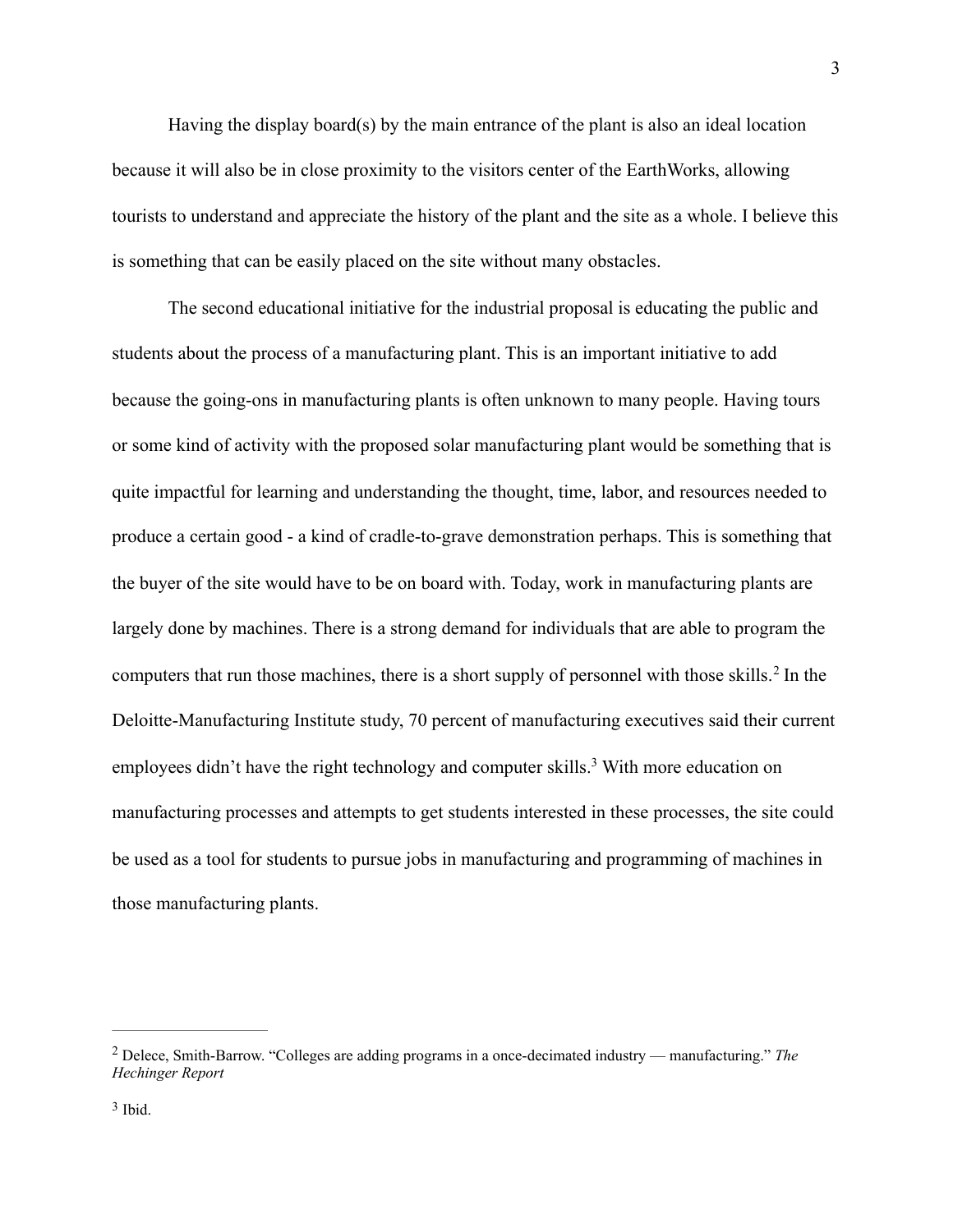Having the display board(s) by the main entrance of the plant is also an ideal location because it will also be in close proximity to the visitors center of the EarthWorks, allowing tourists to understand and appreciate the history of the plant and the site as a whole. I believe this is something that can be easily placed on the site without many obstacles.

The second educational initiative for the industrial proposal is educating the public and students about the process of a manufacturing plant. This is an important initiative to add because the going-ons in manufacturing plants is often unknown to many people. Having tours or some kind of activity with the proposed solar manufacturing plant would be something that is quite impactful for learning and understanding the thought, time, labor, and resources needed to produce a certain good - a kind of cradle-to-grave demonstration perhaps. This is something that the buyer of the site would have to be on board with. Today, work in manufacturing plants are largely done by machines. There is a strong demand for individuals that are able to program the computers that run those machines, there is a short supply of personnel with those skills.[2] In the Deloitte-Manufacturing Institute study, 70 percent of manufacturing executives said their current employees didn't have the right technology and computer skills.[3] With more education on manufacturing processes and attempts to get students interested in these processes, the site could be used as a tool for students to pursue jobs in manufacturing and programming of machines in those manufacturing plants.

---

[2] Delece, Smith-Barrow. "Colleges are adding programs in a once-decimated industry — manufacturing." *The Hechinger Report*

[3] Ibid.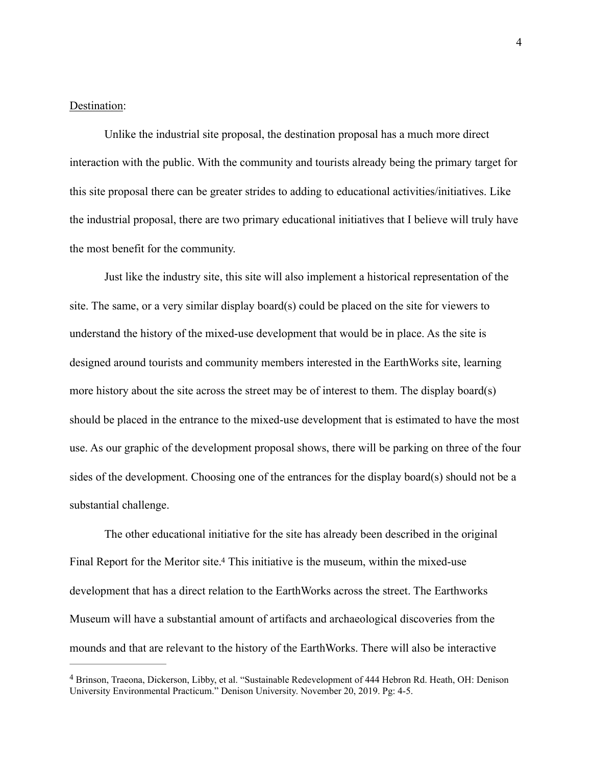Destination:

Unlike the industrial site proposal, the destination proposal has a much more direct interaction with the public. With the community and tourists already being the primary target for this site proposal there can be greater strides to adding to educational activities/initiatives. Like the industrial proposal, there are two primary educational initiatives that I believe will truly have the most benefit for the community.

Just like the industry site, this site will also implement a historical representation of the site. The same, or a very similar display board(s) could be placed on the site for viewers to understand the history of the mixed-use development that would be in place. As the site is designed around tourists and community members interested in the EarthWorks site, learning more history about the site across the street may be of interest to them. The display board(s) should be placed in the entrance to the mixed-use development that is estimated to have the most use. As our graphic of the development proposal shows, there will be parking on three of the four sides of the development. Choosing one of the entrances for the display board(s) should not be a substantial challenge.

The other educational initiative for the site has already been described in the original Final Report for the Meritor site.[4] This initiative is the museum, within the mixed-use development that has a direct relation to the EarthWorks across the street. The Earthworks Museum will have a substantial amount of artifacts and archaeological discoveries from the mounds and that are relevant to the history of the EarthWorks. There will also be interactive

---

[4] Brinson, Traeona, Dickerson, Libby, et al. "Sustainable Redevelopment of 444 Hebron Rd. Heath, OH: Denison University Environmental Practicum." Denison University. November 20, 2019. Pg: 4-5.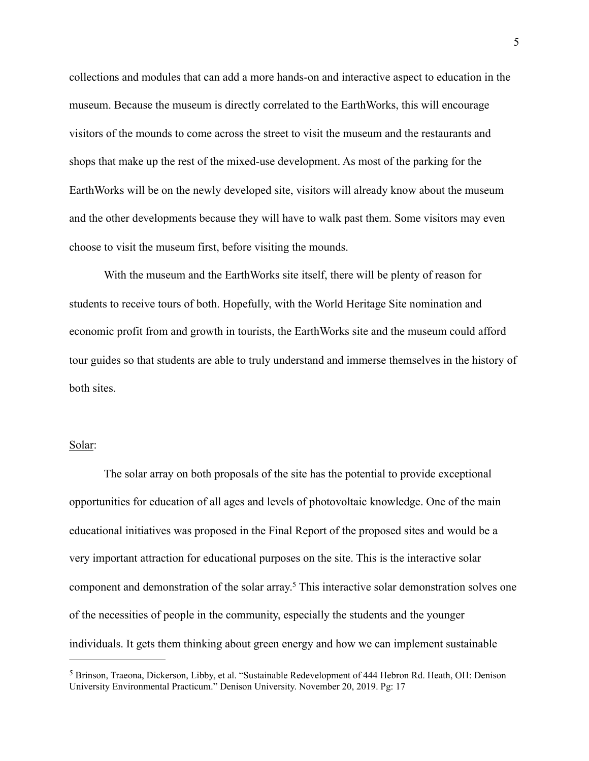collections and modules that can add a more hands-on and interactive aspect to education in the museum. Because the museum is directly correlated to the EarthWorks, this will encourage visitors of the mounds to come across the street to visit the museum and the restaurants and shops that make up the rest of the mixed-use development. As most of the parking for the EarthWorks will be on the newly developed site, visitors will already know about the museum and the other developments because they will have to walk past them. Some visitors may even choose to visit the museum first, before visiting the mounds.

With the museum and the EarthWorks site itself, there will be plenty of reason for students to receive tours of both. Hopefully, with the World Heritage Site nomination and economic profit from and growth in tourists, the EarthWorks site and the museum could afford tour guides so that students are able to truly understand and immerse themselves in the history of both sites.

<u>Solar</u>:

The solar array on both proposals of the site has the potential to provide exceptional opportunities for education of all ages and levels of photovoltaic knowledge. One of the main educational initiatives was proposed in the Final Report of the proposed sites and would be a very important attraction for educational purposes on the site. This is the interactive solar component and demonstration of the solar array.[5] This interactive solar demonstration solves one of the necessities of people in the community, especially the students and the younger individuals. It gets them thinking about green energy and how we can implement sustainable

---

[5] Brinson, Traeona, Dickerson, Libby, et al. "Sustainable Redevelopment of 444 Hebron Rd. Heath, OH: Denison University Environmental Practicum." Denison University. November 20, 2019. Pg: 17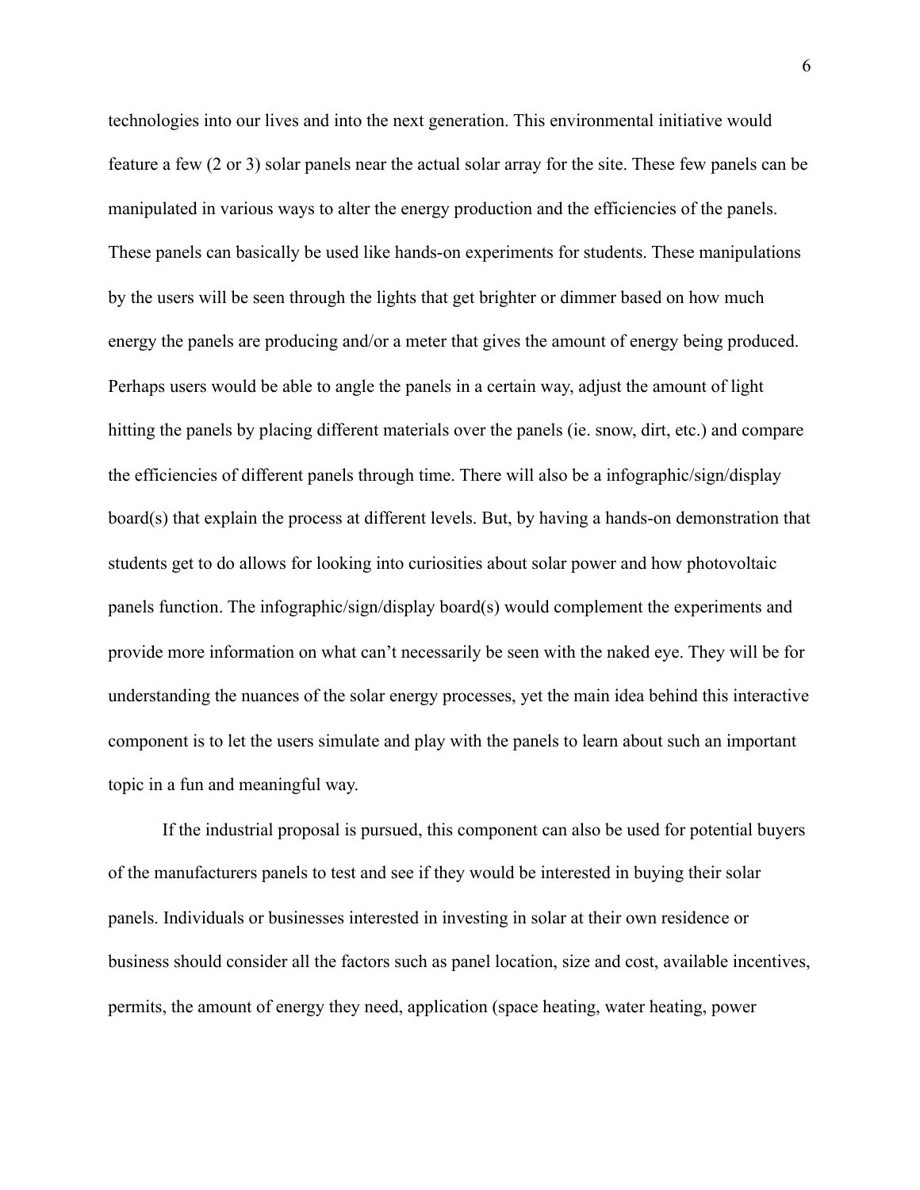technologies into our lives and into the next generation. This environmental initiative would feature a few (2 or 3) solar panels near the actual solar array for the site. These few panels can be manipulated in various ways to alter the energy production and the efficiencies of the panels. These panels can basically be used like hands-on experiments for students. These manipulations by the users will be seen through the lights that get brighter or dimmer based on how much energy the panels are producing and/or a meter that gives the amount of energy being produced. Perhaps users would be able to angle the panels in a certain way, adjust the amount of light hitting the panels by placing different materials over the panels (ie. snow, dirt, etc.) and compare the efficiencies of different panels through time. There will also be a infographic/sign/display board(s) that explain the process at different levels. But, by having a hands-on demonstration that students get to do allows for looking into curiosities about solar power and how photovoltaic panels function. The infographic/sign/display board(s) would complement the experiments and provide more information on what can't necessarily be seen with the naked eye. They will be for understanding the nuances of the solar energy processes, yet the main idea behind this interactive component is to let the users simulate and play with the panels to learn about such an important topic in a fun and meaningful way.

If the industrial proposal is pursued, this component can also be used for potential buyers of the manufacturers panels to test and see if they would be interested in buying their solar panels. Individuals or businesses interested in investing in solar at their own residence or business should consider all the factors such as panel location, size and cost, available incentives, permits, the amount of energy they need, application (space heating, water heating, power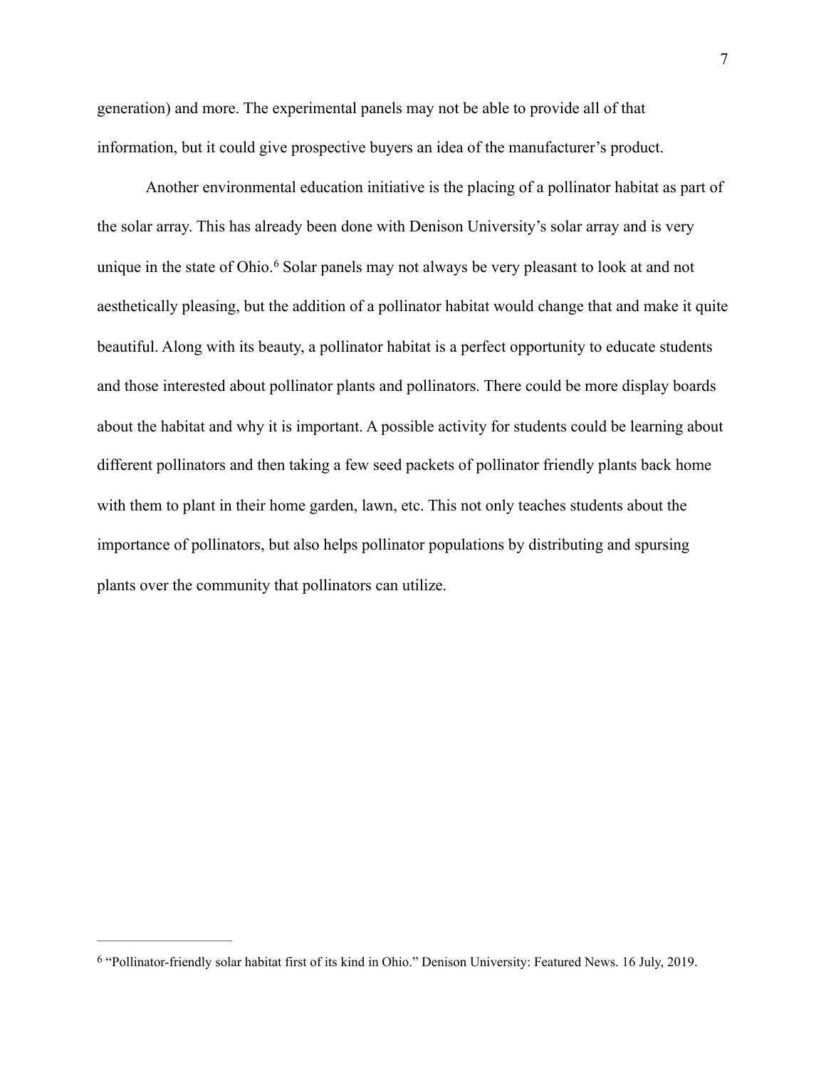generation) and more. The experimental panels may not be able to provide all of that information, but it could give prospective buyers an idea of the manufacturer's product.

Another environmental education initiative is the placing of a pollinator habitat as part of the solar array. This has already been done with Denison University's solar array and is very unique in the state of Ohio.[6] Solar panels may not always be very pleasant to look at and not aesthetically pleasing, but the addition of a pollinator habitat would change that and make it quite beautiful. Along with its beauty, a pollinator habitat is a perfect opportunity to educate students and those interested about pollinator plants and pollinators. There could be more display boards about the habitat and why it is important. A possible activity for students could be learning about different pollinators and then taking a few seed packets of pollinator friendly plants back home with them to plant in their home garden, lawn, etc. This not only teaches students about the importance of pollinators, but also helps pollinator populations by distributing and spursing plants over the community that pollinators can utilize.

---

[6] "Pollinator-friendly solar habitat first of its kind in Ohio." Denison University: Featured News. 16 July, 2019.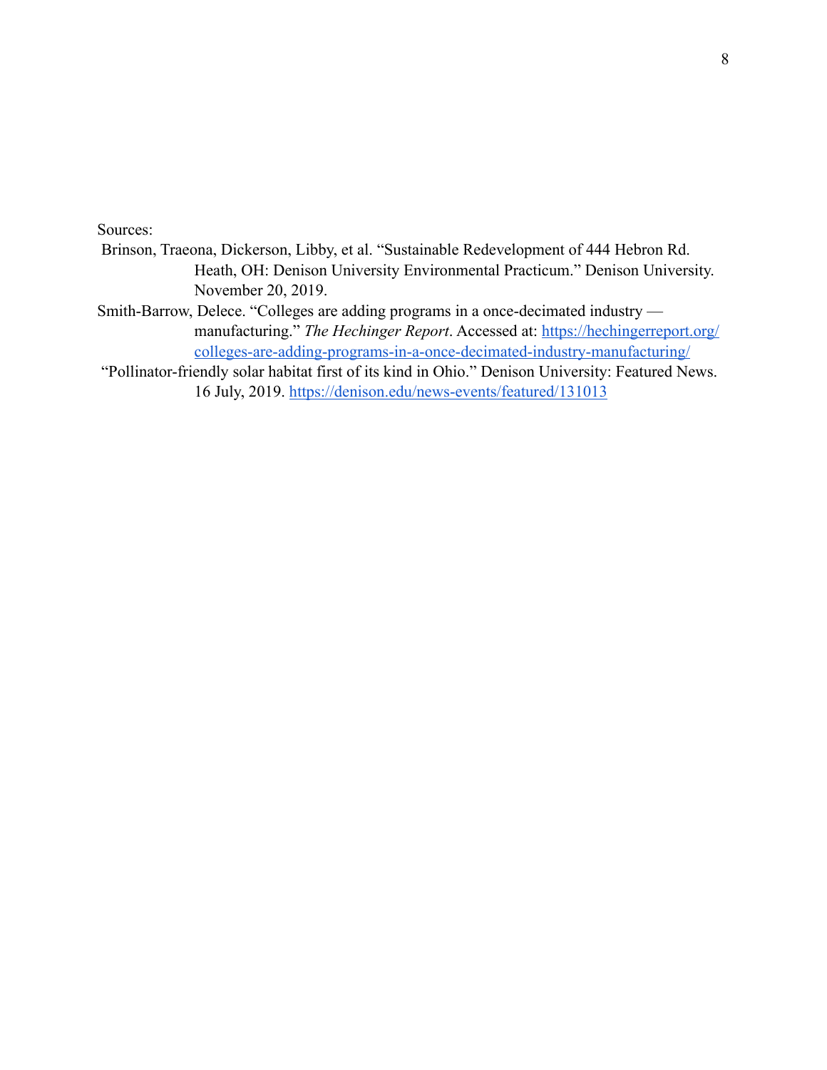Sources:

Brinson, Traeona, Dickerson, Libby, et al. "Sustainable Redevelopment of 444 Hebron Rd. Heath, OH: Denison University Environmental Practicum." Denison University. November 20, 2019.

Smith-Barrow, Delece. "Colleges are adding programs in a once-decimated industry — manufacturing." *The Hechinger Report*. Accessed at: https://hechingerreport.org/colleges-are-adding-programs-in-a-once-decimated-industry-manufacturing/

"Pollinator-friendly solar habitat first of its kind in Ohio." Denison University: Featured News. 16 July, 2019. https://denison.edu/news-events/featured/131013